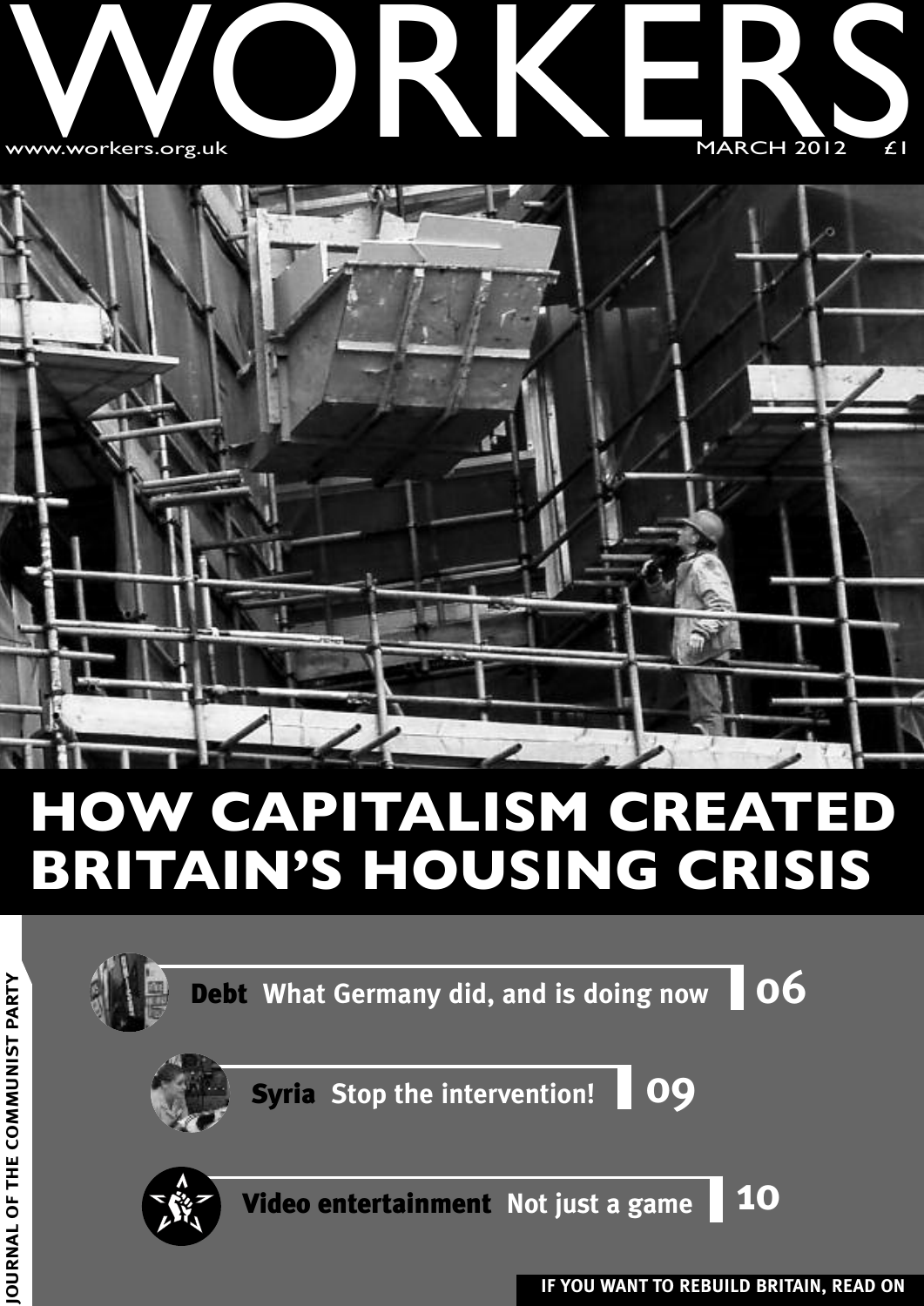# WORKERS

www.workers.org.uk

MARCH 2012 £1

# HOW CAPITALISM CREATED BRITAIN'S HOUSING CRISIS

**Debt** What Germany did, and is doing now **06**

**Syria** Stop the intervention! **09**

**Video entertainment** Not just a game **10**

JOURNAL OF THE COMMUNIST PARTY

**IF YOU WANT TO REBUILD BRITAIN, READ ON**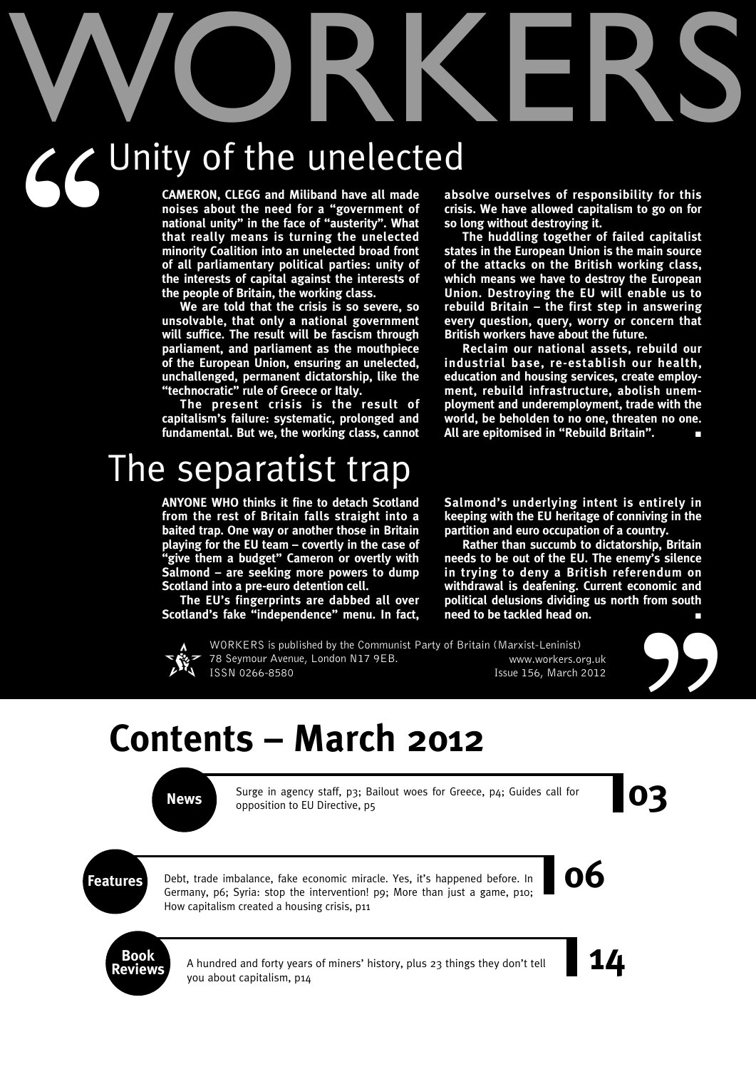# WORKERS

## Unity of the unelected

**CAMERON, CLEGG and Miliband have all made noises about the need for a "government of national unity" in the face of "austerity". What that really means is turning the unelected minority Coalition into an unelected broad front of all parliamentary political parties: unity of the interests of capital against the interests of the people of Britain, the working class.**

**We are told that the crisis is so severe, so unsolvable, that only a national government will suffice. The result will be fascism through parliament, and parliament as the mouthpiece of the European Union, ensuring an unelected, unchallenged, permanent dictatorship, like the "technocratic" rule of Greece or Italy.**

**The present crisis is the result of capitalism's failure: systematic, prolonged and fundamental. But we, the working class, cannot absolve ourselves of responsibility for this crisis. We have allowed capitalism to go on for so long without destroying it.**

**The huddling together of failed capitalist states in the European Union is the main source of the attacks on the British working class, which means we have to destroy the European Union. Destroying the EU will enable us to rebuild Britain – the first step in answering every question, query, worry or concern that British workers have about the future.**

**Reclaim our national assets, rebuild our industrial base, re-establish our health, education and housing services, create employment, rebuild infrastructure, abolish unemployment and underemployment, trade with the world, be beholden to no one, threaten no one. All are epitomised in "Rebuild Britain".** ■

## The separatist trap

**ANYONE WHO thinks it fine to detach Scotland from the rest of Britain falls straight into a baited trap. One way or another those in Britain playing for the EU team – covertly in the case of "give them a budget" Cameron or overtly with Salmond – are seeking more powers to dump Scotland into a pre-euro detention cell.**

**The EU's fingerprints are dabbed all over Scotland's fake "independence" menu. In fact, Salmond's underlying intent is entirely in keeping with the EU heritage of conniving in the partition and euro occupation of a country.**

**Rather than succumb to dictatorship, Britain needs to be out of the EU. The enemy's silence in trying to deny a British referendum on withdrawal is deafening. Current economic and political delusions dividing us north from south need to be tackled head on.** ■

WORKERS is published by the Communist Party of Britain (Marxist-Leninist)
78 Seymour Avenue, London N17 9EB.
ISSN 0266-8580
www.workers.org.uk
Issue 156, March 2012

# Contents – March 2012

**News** — **03**
Surge in agency staff, p3; Bailout woes for Greece, p4; Guides call for opposition to EU Directive, p5

**Features** — **06**
Debt, trade imbalance, fake economic miracle. Yes, it's happened before. In Germany, p6; Syria: stop the intervention! p9; More than just a game, p10; How capitalism created a housing crisis, p11

**Book Reviews** — **14**
A hundred and forty years of miners' history, plus 23 things they don't tell you about capitalism, p14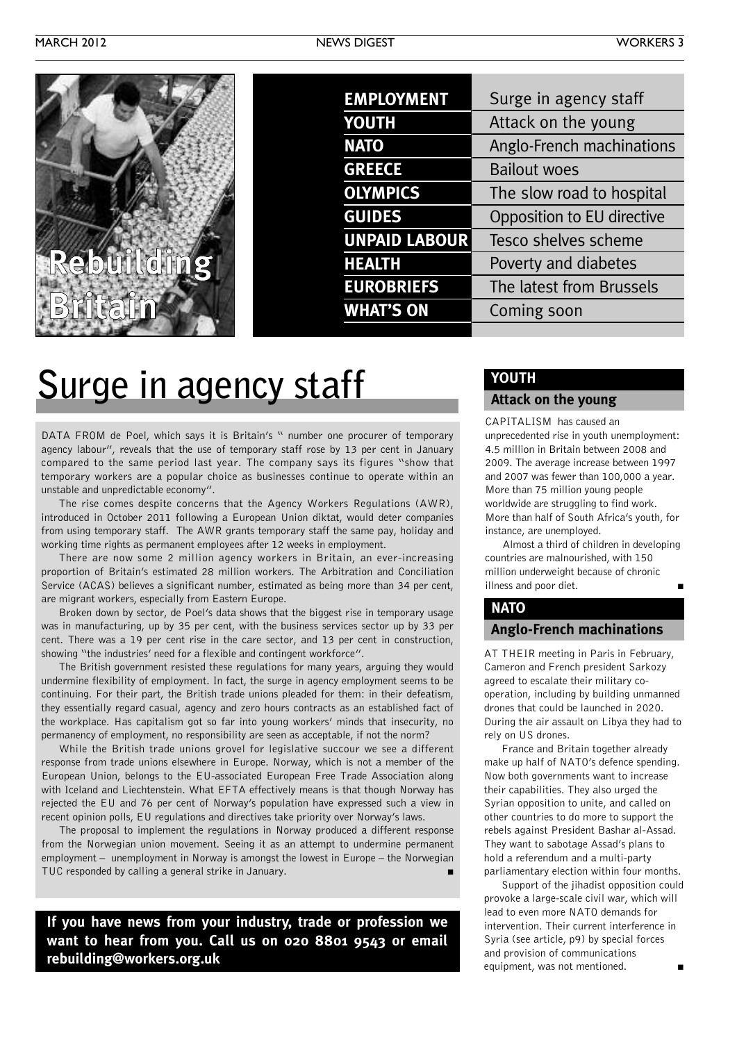Rebuilding Britain

| | |
|---|---|
| **EMPLOYMENT** | Surge in agency staff |
| **YOUTH** | Attack on the young |
| **NATO** | Anglo-French machinations |
| **GREECE** | Bailout woes |
| **OLYMPICS** | The slow road to hospital |
| **GUIDES** | Opposition to EU directive |
| **UNPAID LABOUR** | Tesco shelves scheme |
| **HEALTH** | Poverty and diabetes |
| **EUROBRIEFS** | The latest from Brussels |
| **WHAT'S ON** | Coming soon |

# Surge in agency staff

DATA FROM de Poel, which says it is Britain's " number one procurer of temporary agency labour", reveals that the use of temporary staff rose by 13 per cent in January compared to the same period last year. The company says its figures "show that temporary workers are a popular choice as businesses continue to operate within an unstable and unpredictable economy".

The rise comes despite concerns that the Agency Workers Regulations (AWR), introduced in October 2011 following a European Union diktat, would deter companies from using temporary staff. The AWR grants temporary staff the same pay, holiday and working time rights as permanent employees after 12 weeks in employment.

There are now some 2 million agency workers in Britain, an ever-increasing proportion of Britain's estimated 28 million workers. The Arbitration and Conciliation Service (ACAS) believes a significant number, estimated as being more than 34 per cent, are migrant workers, especially from Eastern Europe.

Broken down by sector, de Poel's data shows that the biggest rise in temporary usage was in manufacturing, up by 35 per cent, with the business services sector up by 33 per cent. There was a 19 per cent rise in the care sector, and 13 per cent in construction, showing "the industries' need for a flexible and contingent workforce".

The British government resisted these regulations for many years, arguing they would undermine flexibility of employment. In fact, the surge in agency employment seems to be continuing. For their part, the British trade unions pleaded for them: in their defeatism, they essentially regard casual, agency and zero hours contracts as an established fact of the workplace. Has capitalism got so far into young workers' minds that insecurity, no permanency of employment, no responsibility are seen as acceptable, if not the norm?

While the British trade unions grovel for legislative succour we see a different response from trade unions elsewhere in Europe. Norway, which is not a member of the European Union, belongs to the EU-associated European Free Trade Association along with Iceland and Liechtenstein. What EFTA effectively means is that though Norway has rejected the EU and 76 per cent of Norway's population have expressed such a view in recent opinion polls, EU regulations and directives take priority over Norway's laws.

The proposal to implement the regulations in Norway produced a different response from the Norwegian union movement. Seeing it as an attempt to undermine permanent employment – unemployment in Norway is amongst the lowest in Europe – the Norwegian TUC responded by calling a general strike in January. ■

**If you have news from your industry, trade or profession we want to hear from you. Call us on 020 8801 9543 or email rebuilding@workers.org.uk**

## YOUTH

### Attack on the young

CAPITALISM has caused an unprecedented rise in youth unemployment: 4.5 million in Britain between 2008 and 2009. The average increase between 1997 and 2007 was fewer than 100,000 a year. More than 75 million young people worldwide are struggling to find work. More than half of South Africa's youth, for instance, are unemployed.

Almost a third of children in developing countries are malnourished, with 150 million underweight because of chronic illness and poor diet. ■

## NATO

### Anglo-French machinations

AT THEIR meeting in Paris in February, Cameron and French president Sarkozy agreed to escalate their military co-operation, including by building unmanned drones that could be launched in 2020. During the air assault on Libya they had to rely on US drones.

France and Britain together already make up half of NATO's defence spending. Now both governments want to increase their capabilities. They also urged the Syrian opposition to unite, and called on other countries to do more to support the rebels against President Bashar al-Assad. They want to sabotage Assad's plans to hold a referendum and a multi-party parliamentary election within four months.

Support of the jihadist opposition could provoke a large-scale civil war, which will lead to even more NATO demands for intervention. Their current interference in Syria (see article, p9) by special forces and provision of communications equipment, was not mentioned. ■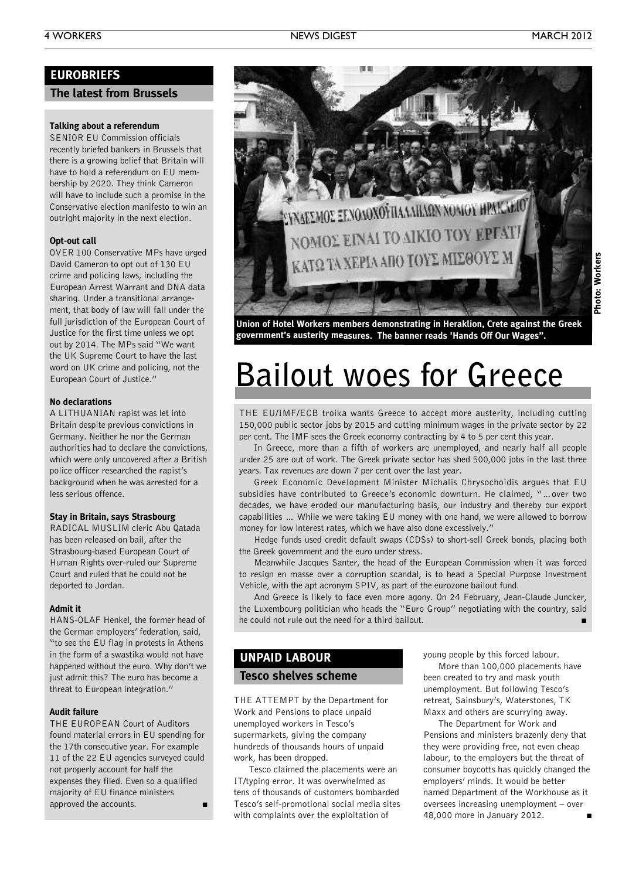## EUROBRIEFS

### The latest from Brussels

**Talking about a referendum**

SENIOR EU Commission officials recently briefed bankers in Brussels that there is a growing belief that Britain will have to hold a referendum on EU membership by 2020. They think Cameron will have to include such a promise in the Conservative election manifesto to win an outright majority in the next election.

**Opt-out call**

OVER 100 Conservative MPs have urged David Cameron to opt out of 130 EU crime and policing laws, including the European Arrest Warrant and DNA data sharing. Under a transitional arrangement, that body of law will fall under the full jurisdiction of the European Court of Justice for the first time unless we opt out by 2014. The MPs said "We want the UK Supreme Court to have the last word on UK crime and policing, not the European Court of Justice."

**No declarations**

A LITHUANIAN rapist was let into Britain despite previous convictions in Germany. Neither he nor the German authorities had to declare the convictions, which were only uncovered after a British police officer researched the rapist's background when he was arrested for a less serious offence.

**Stay in Britain, says Strasbourg**

RADICAL MUSLIM cleric Abu Qatada has been released on bail, after the Strasbourg-based European Court of Human Rights over-ruled our Supreme Court and ruled that he could not be deported to Jordan.

**Admit it**

HANS-OLAF Henkel, the former head of the German employers' federation, said, "to see the EU flag in protests in Athens in the form of a swastika would not have happened without the euro. Why don't we just admit this? The euro has become a threat to European integration."

**Audit failure**

THE EUROPEAN Court of Auditors found material errors in EU spending for the 17th consecutive year. For example 11 of the 22 EU agencies surveyed could not properly account for half the expenses they filed. Even so a qualified majority of EU finance ministers approved the accounts. ■

Union of Hotel Workers members demonstrating in Heraklion, Crete against the Greek government's austerity measures. The banner reads 'Hands Off Our Wages".

Photo: Workers

# Bailout woes for Greece

THE EU/IMF/ECB troika wants Greece to accept more austerity, including cutting 150,000 public sector jobs by 2015 and cutting minimum wages in the private sector by 22 per cent. The IMF sees the Greek economy contracting by 4 to 5 per cent this year.

In Greece, more than a fifth of workers are unemployed, and nearly half all people under 25 are out of work. The Greek private sector has shed 500,000 jobs in the last three years. Tax revenues are down 7 per cent over the last year.

Greek Economic Development Minister Michalis Chrysochoidis argues that EU subsidies have contributed to Greece's economic downturn. He claimed, "...over two decades, we have eroded our manufacturing basis, our industry and thereby our export capabilities ... While we were taking EU money with one hand, we were allowed to borrow money for low interest rates, which we have also done excessively."

Hedge funds used credit default swaps (CDSs) to short-sell Greek bonds, placing both the Greek government and the euro under stress.

Meanwhile Jacques Santer, the head of the European Commission when it was forced to resign en masse over a corruption scandal, is to head a Special Purpose Investment Vehicle, with the apt acronym SPIV, as part of the eurozone bailout fund.

And Greece is likely to face even more agony. On 24 February, Jean-Claude Juncker, the Luxembourg politician who heads the "Euro Group" negotiating with the country, said he could not rule out the need for a third bailout. ■

## UNPAID LABOUR

### Tesco shelves scheme

THE ATTEMPT by the Department for Work and Pensions to place unpaid unemployed workers in Tesco's supermarkets, giving the company hundreds of thousands hours of unpaid work, has been dropped.

Tesco claimed the placements were an IT/typing error. It was overwhelmed as tens of thousands of customers bombarded Tesco's self-promotional social media sites with complaints over the exploitation of young people by this forced labour.

More than 100,000 placements have been created to try and mask youth unemployment. But following Tesco's retreat, Sainsbury's, Waterstones, TK Maxx and others are scurrying away.

The Department for Work and Pensions and ministers brazenly deny that they were providing free, not even cheap labour, to the employers but the threat of consumer boycotts has quickly changed the employers' minds. It would be better named Department of the Workhouse as it oversees increasing unemployment – over 48,000 more in January 2012. ■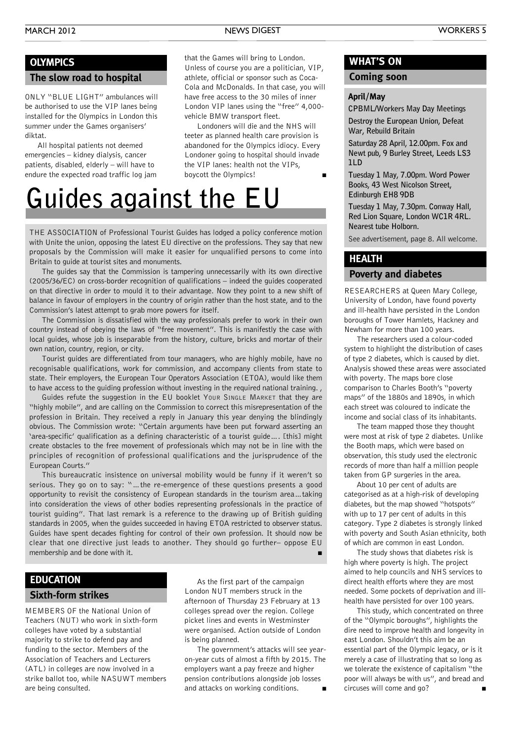## OLYMPICS

### The slow road to hospital

ONLY "BLUE LIGHT" ambulances will be authorised to use the VIP lanes being installed for the Olympics in London this summer under the Games organisers' diktat.

All hospital patients not deemed emergencies – kidney dialysis, cancer patients, disabled, elderly – will have to endure the expected road traffic log jam that the Games will bring to London. Unless of course you are a politician, VIP, athlete, official or sponsor such as Coca-Cola and McDonalds. In that case, you will have free access to the 30 miles of inner London VIP lanes using the "free" 4,000-vehicle BMW transport fleet.

Londoners will die and the NHS will teeter as planned health care provision is abandoned for the Olympics idiocy. Every Londoner going to hospital should invade the VIP lanes: health not the VIPs, boycott the Olympics! ■

# Guides against the EU

THE ASSOCIATION of Professional Tourist Guides has lodged a policy conference motion with Unite the union, opposing the latest EU directive on the professions. They say that new proposals by the Commission will make it easier for unqualified persons to come into Britain to guide at tourist sites and monuments.

The guides say that the Commission is tampering unnecessarily with its own directive (2005/36/EC) on cross-border recognition of qualifications – indeed the guides cooperated on that directive in order to mould it to their advantage. Now they point to a new shift of balance in favour of employers in the country of origin rather than the host state, and to the Commission's latest attempt to grab more powers for itself.

The Commission is dissatisfied with the way professionals prefer to work in their own country instead of obeying the laws of "free movement". This is manifestly the case with local guides, whose job is inseparable from the history, culture, bricks and mortar of their own nation, country, region, or city.

Tourist guides are differentiated from tour managers, who are highly mobile, have no recognisable qualifications, work for commission, and accompany clients from state to state. Their employers, the European Tour Operators Association (ETOA), would like them to have access to the guiding profession without investing in the required national training. ,

Guides refute the suggestion in the EU booklet YOUR SINGLE MARKET that they are "highly mobile", and are calling on the Commission to correct this misrepresentation of the profession in Britain. They received a reply in January this year denying the blindingly obvious. The Commission wrote: "Certain arguments have been put forward asserting an 'area-specific' qualification as a defining characteristic of a tourist guide…. [this] might create obstacles to the free movement of professionals which may not be in line with the principles of recognition of professional qualifications and the jurisprudence of the European Courts."

This bureaucratic insistence on universal mobility would be funny if it weren't so serious. They go on to say: "…the re-emergence of these questions presents a good opportunity to revisit the consistency of European standards in the tourism area…taking into consideration the views of other bodies representing professionals in the practice of tourist guiding". That last remark is a reference to the drawing up of British guiding standards in 2005, when the guides succeeded in having ETOA restricted to observer status. Guides have spent decades fighting for control of their own profession. It should now be clear that one directive just leads to another. They should go further– oppose EU membership and be done with it. ■

## EDUCATION

### Sixth-form strikes

MEMBERS OF the National Union of Teachers (NUT) who work in sixth-form colleges have voted by a substantial majority to strike to defend pay and funding to the sector. Members of the Association of Teachers and Lecturers (ATL) in colleges are now involved in a strike ballot too, while NASUWT members are being consulted.

As the first part of the campaign London NUT members struck in the afternoon of Thursday 23 February at 13 colleges spread over the region. College picket lines and events in Westminster were organised. Action outside of London is being planned.

The government's attacks will see year-on-year cuts of almost a fifth by 2015. The employers want a pay freeze and higher pension contributions alongside job losses and attacks on working conditions. ■

## WHAT'S ON

### Coming soon

**April/May**

**CPBML/Workers May Day Meetings**

**Destroy the European Union, Defeat War, Rebuild Britain**

**Saturday 28 April, 12.00pm. Fox and Newt pub, 9 Burley Street, Leeds LS3 1LD**

**Tuesday 1 May, 7.00pm. Word Power Books, 43 West Nicolson Street, Edinburgh EH8 9DB**

**Tuesday 1 May, 7.30pm. Conway Hall, Red Lion Square, London WC1R 4RL. Nearest tube Holborn.**

See advertisement, page 8. All welcome.

## HEALTH

### Poverty and diabetes

RESEARCHERS at Queen Mary College, University of London, have found poverty and ill-health have persisted in the London boroughs of Tower Hamlets, Hackney and Newham for more than 100 years.

The researchers used a colour-coded system to highlight the distribution of cases of type 2 diabetes, which is caused by diet. Analysis showed these areas were associated with poverty. The maps bore close comparison to Charles Booth's "poverty maps" of the 1880s and 1890s, in which each street was coloured to indicate the income and social class of its inhabitants.

The team mapped those they thought were most at risk of type 2 diabetes. Unlike the Booth maps, which were based on observation, this study used the electronic records of more than half a million people taken from GP surgeries in the area.

About 10 per cent of adults are categorised as at a high-risk of developing diabetes, but the map showed "hotspots" with up to 17 per cent of adults in this category. Type 2 diabetes is strongly linked with poverty and South Asian ethnicity, both of which are common in east London.

The study shows that diabetes risk is high where poverty is high. The project aimed to help councils and NHS services to direct health efforts where they are most needed. Some pockets of deprivation and ill-health have persisted for over 100 years.

This study, which concentrated on three of the "Olympic boroughs", highlights the dire need to improve health and longevity in east London. Shouldn't this aim be an essential part of the Olympic legacy, or is it merely a case of illustrating that so long as we tolerate the existence of capitalism "the poor will always be with us", and bread and circuses will come and go? ■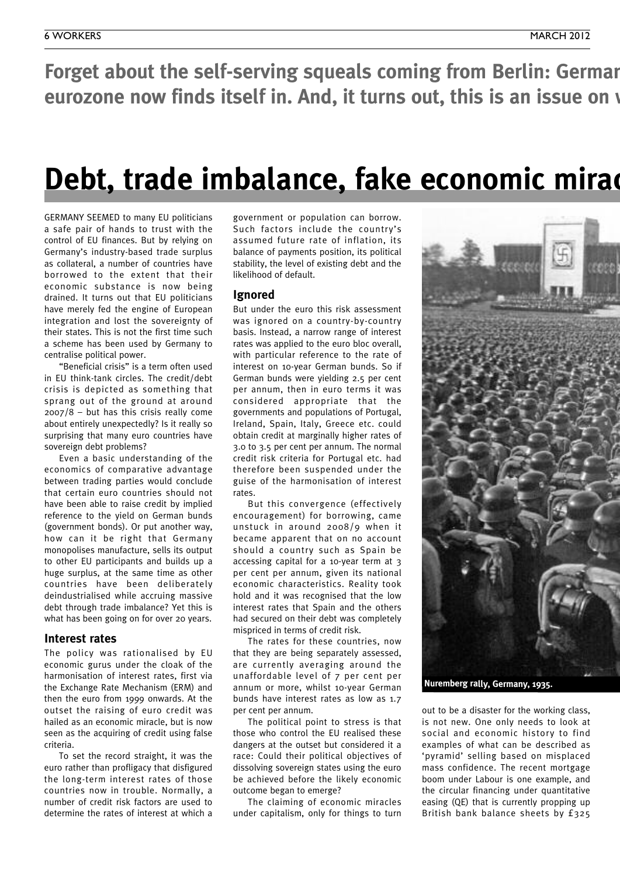**Forget about the self-serving squeals coming from Berlin: Germar eurozone now finds itself in. And, it turns out, this is an issue on v**

# Debt, trade imbalance, fake economic mirac

GERMANY SEEMED to many EU politicians a safe pair of hands to trust with the control of EU finances. But by relying on Germany's industry-based trade surplus as collateral, a number of countries have borrowed to the extent that their economic substance is now being drained. It turns out that EU politicians have merely fed the engine of European integration and lost the sovereignty of their states. This is not the first time such a scheme has been used by Germany to centralise political power.

"Beneficial crisis" is a term often used in EU think-tank circles. The credit/debt crisis is depicted as something that sprang out of the ground at around 2007/8 – but has this crisis really come about entirely unexpectedly? Is it really so surprising that many euro countries have sovereign debt problems?

Even a basic understanding of the economics of comparative advantage between trading parties would conclude that certain euro countries should not have been able to raise credit by implied reference to the yield on German bunds (government bonds). Or put another way, how can it be right that Germany monopolises manufacture, sells its output to other EU participants and builds up a huge surplus, at the same time as other countries have been deliberately deindustrialised while accruing massive debt through trade imbalance? Yet this is what has been going on for over 20 years.

## Interest rates

The policy was rationalised by EU economic gurus under the cloak of the harmonisation of interest rates, first via the Exchange Rate Mechanism (ERM) and then the euro from 1999 onwards. At the outset the raising of euro credit was hailed as an economic miracle, but is now seen as the acquiring of credit using false criteria.

To set the record straight, it was the euro rather than profligacy that disfigured the long-term interest rates of those countries now in trouble. Normally, a number of credit risk factors are used to determine the rates of interest at which a government or population can borrow. Such factors include the country's assumed future rate of inflation, its balance of payments position, its political stability, the level of existing debt and the likelihood of default.

## Ignored

But under the euro this risk assessment was ignored on a country-by-country basis. Instead, a narrow range of interest rates was applied to the euro bloc overall, with particular reference to the rate of interest on 10-year German bunds. So if German bunds were yielding 2.5 per cent per annum, then in euro terms it was considered appropriate that the governments and populations of Portugal, Ireland, Spain, Italy, Greece etc. could obtain credit at marginally higher rates of 3.0 to 3.5 per cent per annum. The normal credit risk criteria for Portugal etc. had therefore been suspended under the guise of the harmonisation of interest rates.

But this convergence (effectively encouragement) for borrowing, came unstuck in around 2008/9 when it became apparent that on no account should a country such as Spain be accessing capital for a 10-year term at 3 per cent per annum, given its national economic characteristics. Reality took hold and it was recognised that the low interest rates that Spain and the others had secured on their debt was completely mispriced in terms of credit risk.

The rates for these countries, now that they are being separately assessed, are currently averaging around the unaffordable level of 7 per cent per annum or more, whilst 10-year German bunds have interest rates as low as 1.7 per cent per annum.

The political point to stress is that those who control the EU realised these dangers at the outset but considered it a race: Could their political objectives of dissolving sovereign states using the euro be achieved before the likely economic outcome began to emerge?

The claiming of economic miracles under capitalism, only for things to turn out to be a disaster for the working class, is not new. One only needs to look at social and economic history to find examples of what can be described as 'pyramid' selling based on misplaced mass confidence. The recent mortgage boom under Labour is one example, and the circular financing under quantitative easing (QE) that is currently propping up British bank balance sheets by £325

**Nuremberg rally, Germany, 1935.**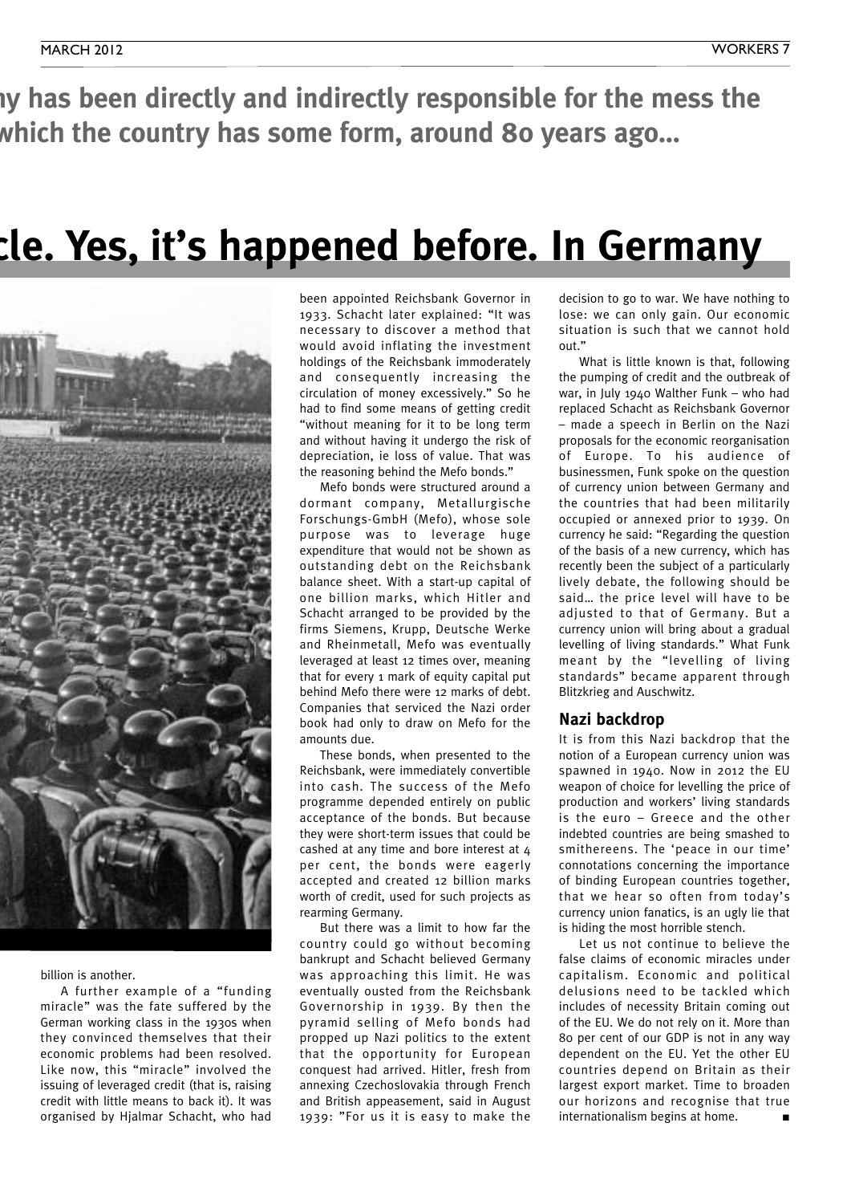**ny has been directly and indirectly responsible for the mess the which the country has some form, around 80 years ago…**

# cle. Yes, it's happened before. In Germany

billion is another.

A further example of a "funding miracle" was the fate suffered by the German working class in the 1930s when they convinced themselves that their economic problems had been resolved. Like now, this "miracle" involved the issuing of leveraged credit (that is, raising credit with little means to back it). It was organised by Hjalmar Schacht, who had been appointed Reichsbank Governor in 1933. Schacht later explained: "It was necessary to discover a method that would avoid inflating the investment holdings of the Reichsbank immoderately and consequently increasing the circulation of money excessively." So he had to find some means of getting credit "without meaning for it to be long term and without having it undergo the risk of depreciation, ie loss of value. That was the reasoning behind the Mefo bonds."

Mefo bonds were structured around a dormant company, Metallurgische Forschungs-GmbH (Mefo), whose sole purpose was to leverage huge expenditure that would not be shown as outstanding debt on the Reichsbank balance sheet. With a start-up capital of one billion marks, which Hitler and Schacht arranged to be provided by the firms Siemens, Krupp, Deutsche Werke and Rheinmetall, Mefo was eventually leveraged at least 12 times over, meaning that for every 1 mark of equity capital put behind Mefo there were 12 marks of debt. Companies that serviced the Nazi order book had only to draw on Mefo for the amounts due.

These bonds, when presented to the Reichsbank, were immediately convertible into cash. The success of the Mefo programme depended entirely on public acceptance of the bonds. But because they were short-term issues that could be cashed at any time and bore interest at 4 per cent, the bonds were eagerly accepted and created 12 billion marks worth of credit, used for such projects as rearming Germany.

But there was a limit to how far the country could go without becoming bankrupt and Schacht believed Germany was approaching this limit. He was eventually ousted from the Reichsbank Governorship in 1939. By then the pyramid selling of Mefo bonds had propped up Nazi politics to the extent that the opportunity for European conquest had arrived. Hitler, fresh from annexing Czechoslovakia through French and British appeasement, said in August 1939: "For us it is easy to make the decision to go to war. We have nothing to lose: we can only gain. Our economic situation is such that we cannot hold out."

What is little known is that, following the pumping of credit and the outbreak of war, in July 1940 Walther Funk – who had replaced Schacht as Reichsbank Governor – made a speech in Berlin on the Nazi proposals for the economic reorganisation of Europe. To his audience of businessmen, Funk spoke on the question of currency union between Germany and the countries that had been militarily occupied or annexed prior to 1939. On currency he said: "Regarding the question of the basis of a new currency, which has recently been the subject of a particularly lively debate, the following should be said… the price level will have to be adjusted to that of Germany. But a currency union will bring about a gradual levelling of living standards." What Funk meant by the "levelling of living standards" became apparent through Blitzkrieg and Auschwitz.

## Nazi backdrop

It is from this Nazi backdrop that the notion of a European currency union was spawned in 1940. Now in 2012 the EU weapon of choice for levelling the price of production and workers' living standards is the euro – Greece and the other indebted countries are being smashed to smithereens. The 'peace in our time' connotations concerning the importance of binding European countries together, that we hear so often from today's currency union fanatics, is an ugly lie that is hiding the most horrible stench.

Let us not continue to believe the false claims of economic miracles under capitalism. Economic and political delusions need to be tackled which includes of necessity Britain coming out of the EU. We do not rely on it. More than 80 per cent of our GDP is not in any way dependent on the EU. Yet the other EU countries depend on Britain as their largest export market. Time to broaden our horizons and recognise that true internationalism begins at home. ■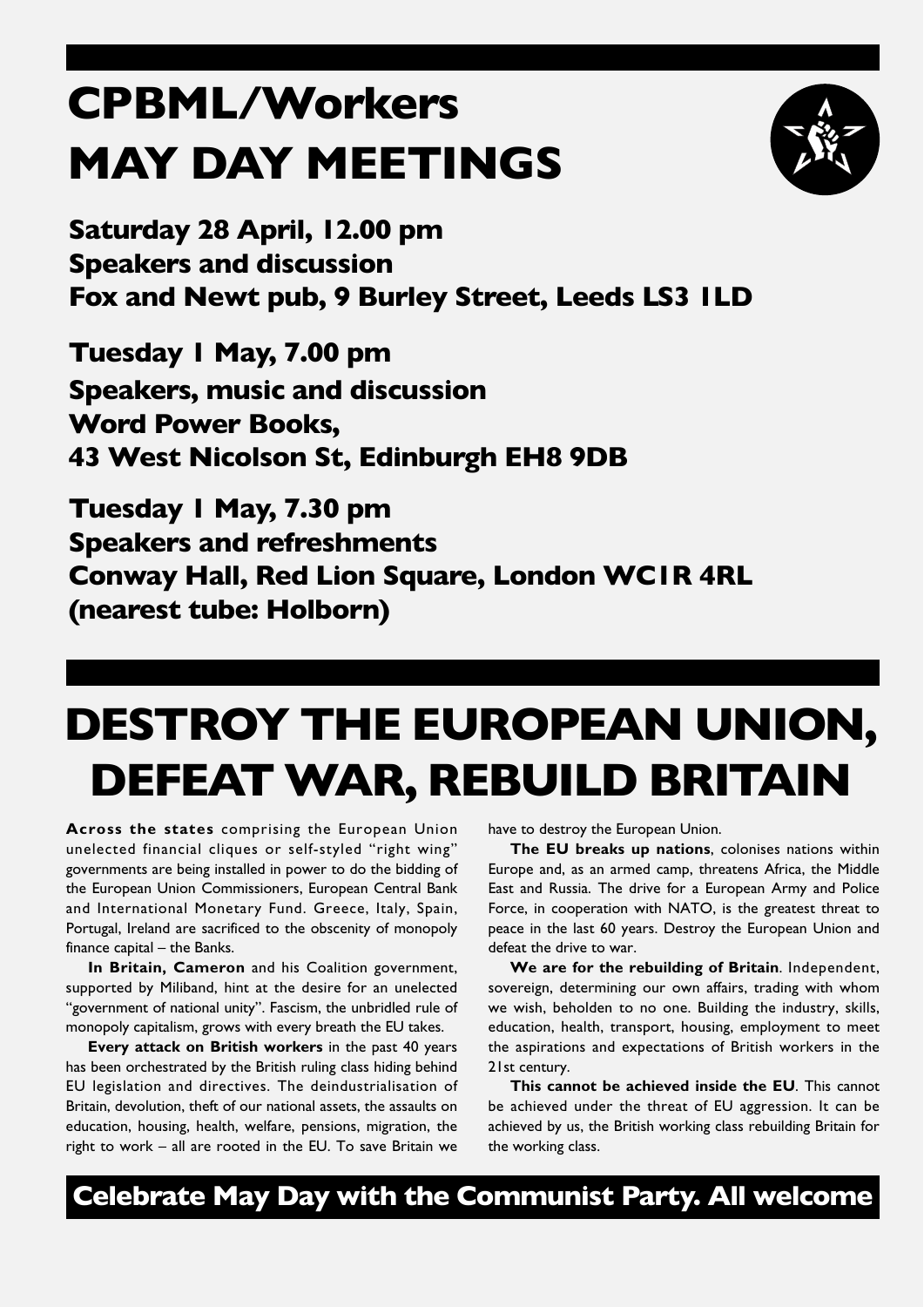# CPBML/Workers MAY DAY MEETINGS

**Saturday 28 April, 12.00 pm**
**Speakers and discussion**
**Fox and Newt pub, 9 Burley Street, Leeds LS3 1LD**

**Tuesday 1 May, 7.00 pm**
**Speakers, music and discussion**
**Word Power Books,**
**43 West Nicolson St, Edinburgh EH8 9DB**

**Tuesday 1 May, 7.30 pm**
**Speakers and refreshments**
**Conway Hall, Red Lion Square, London WC1R 4RL**
**(nearest tube: Holborn)**

# DESTROY THE EUROPEAN UNION, DEFEAT WAR, REBUILD BRITAIN

**Across the states** comprising the European Union unelected financial cliques or self-styled "right wing" governments are being installed in power to do the bidding of the European Union Commissioners, European Central Bank and International Monetary Fund. Greece, Italy, Spain, Portugal, Ireland are sacrificed to the obscenity of monopoly finance capital – the Banks.

**In Britain, Cameron** and his Coalition government, supported by Miliband, hint at the desire for an unelected "government of national unity". Fascism, the unbridled rule of monopoly capitalism, grows with every breath the EU takes.

**Every attack on British workers** in the past 40 years has been orchestrated by the British ruling class hiding behind EU legislation and directives. The deindustrialisation of Britain, devolution, theft of our national assets, the assaults on education, housing, health, welfare, pensions, migration, the right to work – all are rooted in the EU. To save Britain we have to destroy the European Union.

**The EU breaks up nations**, colonises nations within Europe and, as an armed camp, threatens Africa, the Middle East and Russia. The drive for a European Army and Police Force, in cooperation with NATO, is the greatest threat to peace in the last 60 years. Destroy the European Union and defeat the drive to war.

**We are for the rebuilding of Britain**. Independent, sovereign, determining our own affairs, trading with whom we wish, beholden to no one. Building the industry, skills, education, health, transport, housing, employment to meet the aspirations and expectations of British workers in the 21st century.

**This cannot be achieved inside the EU**. This cannot be achieved under the threat of EU aggression. It can be achieved by us, the British working class rebuilding Britain for the working class.

**Celebrate May Day with the Communist Party. All welcome**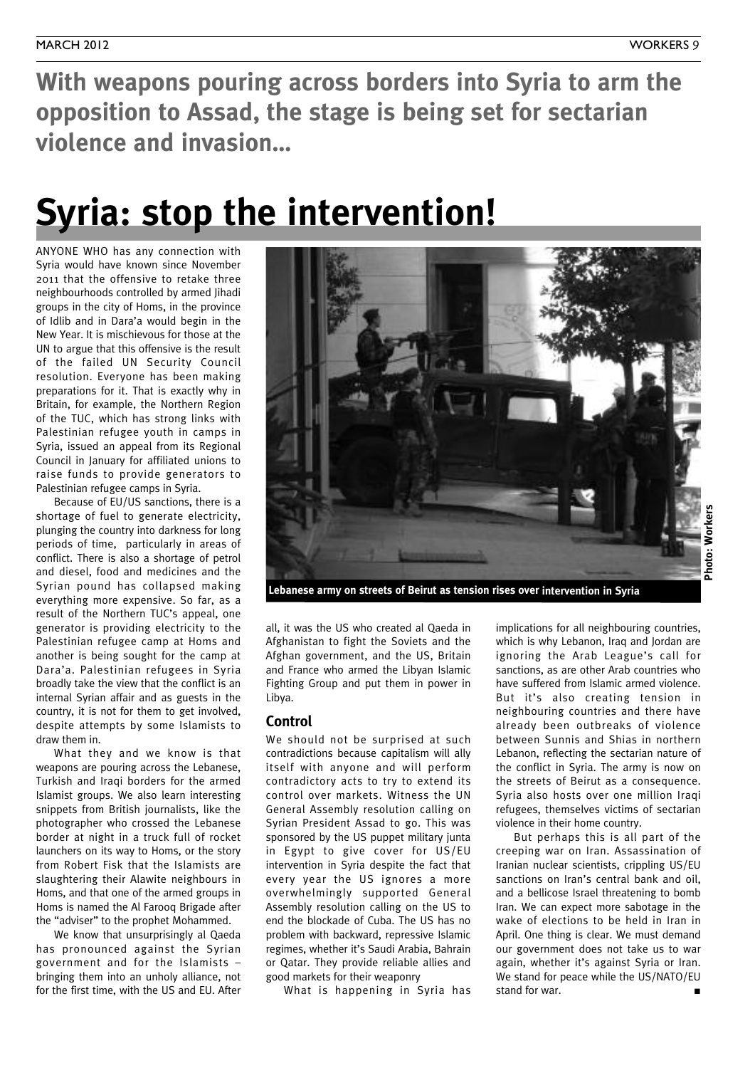**With weapons pouring across borders into Syria to arm the opposition to Assad, the stage is being set for sectarian violence and invasion...**

# Syria: stop the intervention!

ANYONE WHO has any connection with Syria would have known since November 2011 that the offensive to retake three neighbourhoods controlled by armed Jihadi groups in the city of Homs, in the province of Idlib and in Dara'a would begin in the New Year. It is mischievous for those at the UN to argue that this offensive is the result of the failed UN Security Council resolution. Everyone has been making preparations for it. That is exactly why in Britain, for example, the Northern Region of the TUC, which has strong links with Palestinian refugee youth in camps in Syria, issued an appeal from its Regional Council in January for affiliated unions to raise funds to provide generators to Palestinian refugee camps in Syria.

Because of EU/US sanctions, there is a shortage of fuel to generate electricity, plunging the country into darkness for long periods of time, particularly in areas of conflict. There is also a shortage of petrol and diesel, food and medicines and the Syrian pound has collapsed making everything more expensive. So far, as a result of the Northern TUC's appeal, one generator is providing electricity to the Palestinian refugee camp at Homs and another is being sought for the camp at Dara'a. Palestinian refugees in Syria broadly take the view that the conflict is an internal Syrian affair and as guests in the country, it is not for them to get involved, despite attempts by some Islamists to draw them in.

What they and we know is that weapons are pouring across the Lebanese, Turkish and Iraqi borders for the armed Islamist groups. We also learn interesting snippets from British journalists, like the photographer who crossed the Lebanese border at night in a truck full of rocket launchers on its way to Homs, or the story from Robert Fisk that the Islamists are slaughtering their Alawite neighbours in Homs, and that one of the armed groups in Homs is named the Al Farooq Brigade after the "adviser" to the prophet Mohammed.

We know that unsurprisingly al Qaeda has pronounced against the Syrian government and for the Islamists – bringing them into an unholy alliance, not for the first time, with the US and EU. After all, it was the US who created al Qaeda in Afghanistan to fight the Soviets and the Afghan government, and the US, Britain and France who armed the Libyan Islamic Fighting Group and put them in power in Libya.

Lebanese army on streets of Beirut as tension rises over intervention in Syria

Photo: Workers

## Control

We should not be surprised at such contradictions because capitalism will ally itself with anyone and will perform contradictory acts to try to extend its control over markets. Witness the UN General Assembly resolution calling on Syrian President Assad to go. This was sponsored by the US puppet military junta in Egypt to give cover for US/EU intervention in Syria despite the fact that every year the US ignores a more overwhelmingly supported General Assembly resolution calling on the US to end the blockade of Cuba. The US has no problem with backward, repressive Islamic regimes, whether it's Saudi Arabia, Bahrain or Qatar. They provide reliable allies and good markets for their weaponry

What is happening in Syria has implications for all neighbouring countries, which is why Lebanon, Iraq and Jordan are ignoring the Arab League's call for sanctions, as are other Arab countries who have suffered from Islamic armed violence. But it's also creating tension in neighbouring countries and there have already been outbreaks of violence between Sunnis and Shias in northern Lebanon, reflecting the sectarian nature of the conflict in Syria. The army is now on the streets of Beirut as a consequence. Syria also hosts over one million Iraqi refugees, themselves victims of sectarian violence in their home country.

But perhaps this is all part of the creeping war on Iran. Assassination of Iranian nuclear scientists, crippling US/EU sanctions on Iran's central bank and oil, and a bellicose Israel threatening to bomb Iran. We can expect more sabotage in the wake of elections to be held in Iran in April. One thing is clear. We must demand our government does not take us to war again, whether it's against Syria or Iran. We stand for peace while the US/NATO/EU stand for war. ■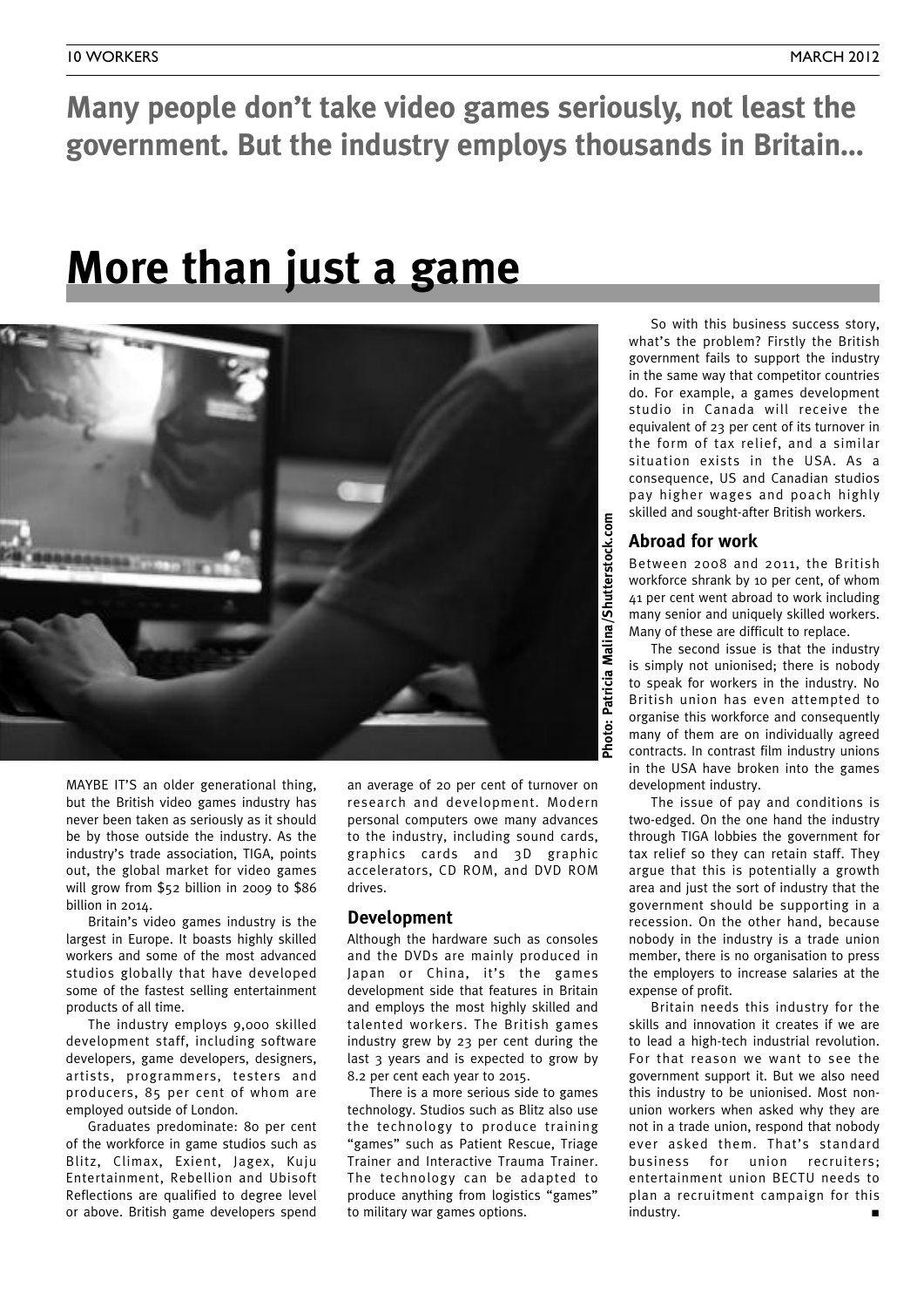**Many people don't take video games seriously, not least the government. But the industry employs thousands in Britain...**

# More than just a game

Photo: Patricia Malina/Shutterstock.com

MAYBE IT'S an older generational thing, but the British video games industry has never been taken as seriously as it should be by those outside the industry. As the industry's trade association, TIGA, points out, the global market for video games will grow from $52 billion in 2009 to $86 billion in 2014.

Britain's video games industry is the largest in Europe. It boasts highly skilled workers and some of the most advanced studios globally that have developed some of the fastest selling entertainment products of all time.

The industry employs 9,000 skilled development staff, including software developers, game developers, designers, artists, programmers, testers and producers, 85 per cent of whom are employed outside of London.

Graduates predominate: 80 per cent of the workforce in game studios such as Blitz, Climax, Exient, Jagex, Kuju Entertainment, Rebellion and Ubisoft Reflections are qualified to degree level or above. British game developers spend an average of 20 per cent of turnover on research and development. Modern personal computers owe many advances to the industry, including sound cards, graphics cards and 3D graphic accelerators, CD ROM, and DVD ROM drives.

## Development

Although the hardware such as consoles and the DVDs are mainly produced in Japan or China, it's the games development side that features in Britain and employs the most highly skilled and talented workers. The British games industry grew by 23 per cent during the last 3 years and is expected to grow by 8.2 per cent each year to 2015.

There is a more serious side to games technology. Studios such as Blitz also use the technology to produce training "games" such as Patient Rescue, Triage Trainer and Interactive Trauma Trainer. The technology can be adapted to produce anything from logistics "games" to military war games options.

So with this business success story, what's the problem? Firstly the British government fails to support the industry in the same way that competitor countries do. For example, a games development studio in Canada will receive the equivalent of 23 per cent of its turnover in the form of tax relief, and a similar situation exists in the USA. As a consequence, US and Canadian studios pay higher wages and poach highly skilled and sought-after British workers.

## Abroad for work

Between 2008 and 2011, the British workforce shrank by 10 per cent, of whom 41 per cent went abroad to work including many senior and uniquely skilled workers. Many of these are difficult to replace.

The second issue is that the industry is simply not unionised; there is nobody to speak for workers in the industry. No British union has even attempted to organise this workforce and consequently many of them are on individually agreed contracts. In contrast film industry unions in the USA have broken into the games development industry.

The issue of pay and conditions is two-edged. On the one hand the industry through TIGA lobbies the government for tax relief so they can retain staff. They argue that this is potentially a growth area and just the sort of industry that the government should be supporting in a recession. On the other hand, because nobody in the industry is a trade union member, there is no organisation to press the employers to increase salaries at the expense of profit.

Britain needs this industry for the skills and innovation it creates if we are to lead a high-tech industrial revolution. For that reason we want to see the government support it. But we also need this industry to be unionised. Most non-union workers when asked why they are not in a trade union, respond that nobody ever asked them. That's standard business for union recruiters; entertainment union BECTU needs to plan a recruitment campaign for this industry. ■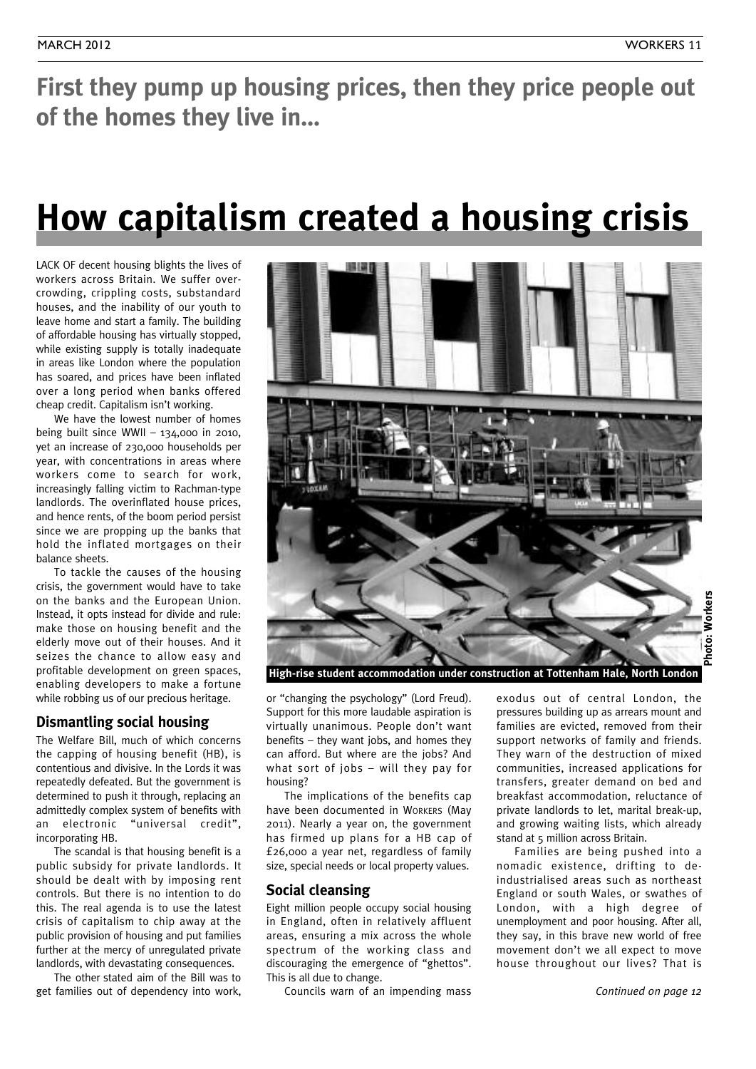**First they pump up housing prices, then they price people out of the homes they live in...**

# How capitalism created a housing crisis

LACK OF decent housing blights the lives of workers across Britain. We suffer overcrowding, crippling costs, substandard houses, and the inability of our youth to leave home and start a family. The building of affordable housing has virtually stopped, while existing supply is totally inadequate in areas like London where the population has soared, and prices have been inflated over a long period when banks offered cheap credit. Capitalism isn't working.

We have the lowest number of homes being built since WWII – 134,000 in 2010, yet an increase of 230,000 households per year, with concentrations in areas where workers come to search for work, increasingly falling victim to Rachman-type landlords. The overinflated house prices, and hence rents, of the boom period persist since we are propping up the banks that hold the inflated mortgages on their balance sheets.

To tackle the causes of the housing crisis, the government would have to take on the banks and the European Union. Instead, it opts instead for divide and rule: make those on housing benefit and the elderly move out of their houses. And it seizes the chance to allow easy and profitable development on green spaces, enabling developers to make a fortune while robbing us of our precious heritage.

High-rise student accommodation under construction at Tottenham Hale, North London

Photo: Workers

## Dismantling social housing

The Welfare Bill, much of which concerns the capping of housing benefit (HB), is contentious and divisive. In the Lords it was repeatedly defeated. But the government is determined to push it through, replacing an admittedly complex system of benefits with an electronic "universal credit", incorporating HB.

The scandal is that housing benefit is a public subsidy for private landlords. It should be dealt with by imposing rent controls. But there is no intention to do this. The real agenda is to use the latest crisis of capitalism to chip away at the public provision of housing and put families further at the mercy of unregulated private landlords, with devastating consequences.

The other stated aim of the Bill was to get families out of dependency into work, or "changing the psychology" (Lord Freud). Support for this more laudable aspiration is virtually unanimous. People don't want benefits – they want jobs, and homes they can afford. But where are the jobs? And what sort of jobs – will they pay for housing?

The implications of the benefits cap have been documented in WORKERS (May 2011). Nearly a year on, the government has firmed up plans for a HB cap of £26,000 a year net, regardless of family size, special needs or local property values.

## Social cleansing

Eight million people occupy social housing in England, often in relatively affluent areas, ensuring a mix across the whole spectrum of the working class and discouraging the emergence of "ghettos". This is all due to change.

Councils warn of an impending mass exodus out of central London, the pressures building up as arrears mount and families are evicted, removed from their support networks of family and friends. They warn of the destruction of mixed communities, increased applications for transfers, greater demand on bed and breakfast accommodation, reluctance of private landlords to let, marital break-up, and growing waiting lists, which already stand at 5 million across Britain.

Families are being pushed into a nomadic existence, drifting to de-industrialised areas such as northeast England or south Wales, or swathes of London, with a high degree of unemployment and poor housing. After all, they say, in this brave new world of free movement don't we all expect to move house throughout our lives? That is

*Continued on page 12*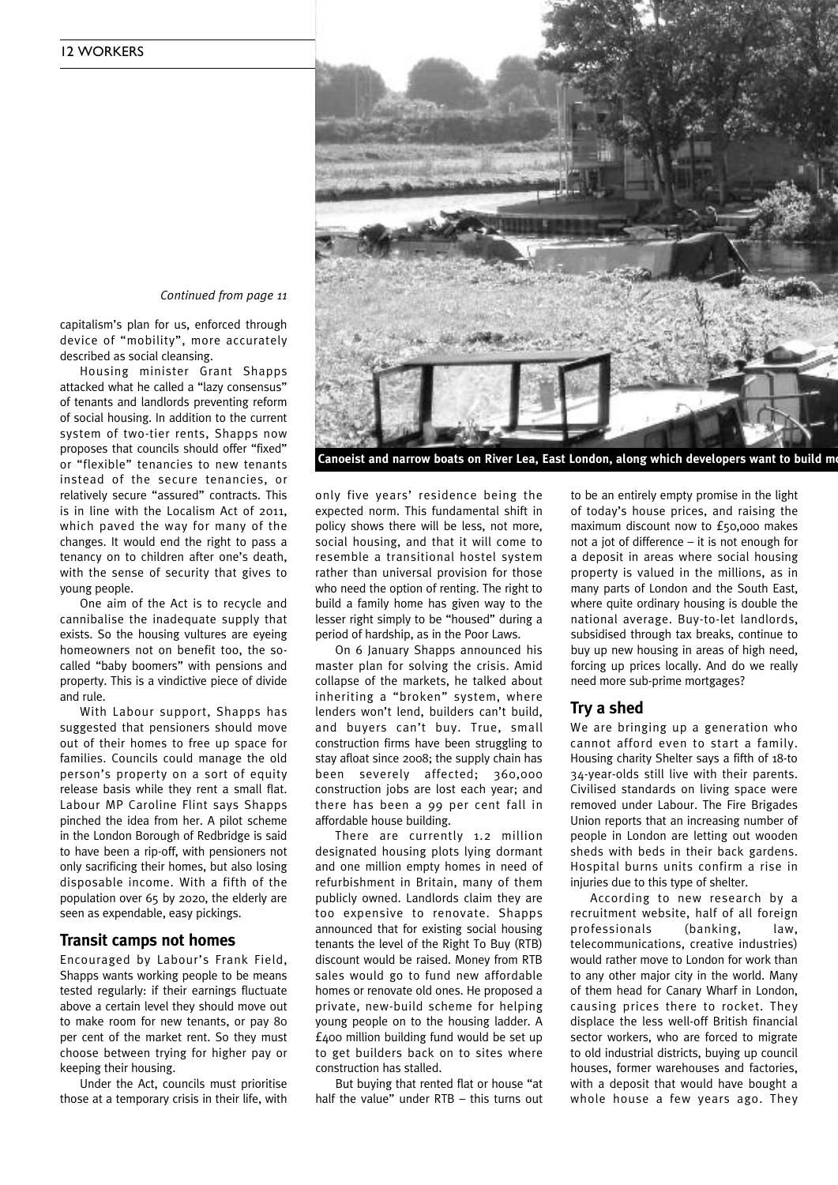*Continued from page 11*

capitalism's plan for us, enforced through device of "mobility", more accurately described as social cleansing.

Housing minister Grant Shapps attacked what he called a "lazy consensus" of tenants and landlords preventing reform of social housing. In addition to the current system of two-tier rents, Shapps now proposes that councils should offer "fixed" or "flexible" tenancies to new tenants instead of the secure tenancies, or relatively secure "assured" contracts. This is in line with the Localism Act of 2011, which paved the way for many of the changes. It would end the right to pass a tenancy on to children after one's death, with the sense of security that gives to young people.

One aim of the Act is to recycle and cannibalise the inadequate supply that exists. So the housing vultures are eyeing homeowners not on benefit too, the so-called "baby boomers" with pensions and property. This is a vindictive piece of divide and rule.

With Labour support, Shapps has suggested that pensioners should move out of their homes to free up space for families. Councils could manage the old person's property on a sort of equity release basis while they rent a small flat. Labour MP Caroline Flint says Shapps pinched the idea from her. A pilot scheme in the London Borough of Redbridge is said to have been a rip-off, with pensioners not only sacrificing their homes, but also losing disposable income. With a fifth of the population over 65 by 2020, the elderly are seen as expendable, easy pickings.

## Transit camps not homes

Encouraged by Labour's Frank Field, Shapps wants working people to be means tested regularly: if their earnings fluctuate above a certain level they should move out to make room for new tenants, or pay 80 per cent of the market rent. So they must choose between trying for higher pay or keeping their housing.

Under the Act, councils must prioritise those at a temporary crisis in their life, with only five years' residence being the expected norm. This fundamental shift in policy shows there will be less, not more, social housing, and that it will come to resemble a transitional hostel system rather than universal provision for those who need the option of renting. The right to build a family home has given way to the lesser right simply to be "housed" during a period of hardship, as in the Poor Laws.

On 6 January Shapps announced his master plan for solving the crisis. Amid collapse of the markets, he talked about inheriting a "broken" system, where lenders won't lend, builders can't build, and buyers can't buy. True, small construction firms have been struggling to stay afloat since 2008; the supply chain has been severely affected; 360,000 construction jobs are lost each year; and there has been a 99 per cent fall in affordable house building.

There are currently 1.2 million designated housing plots lying dormant and one million empty homes in need of refurbishment in Britain, many of them publicly owned. Landlords claim they are too expensive to renovate. Shapps announced that for existing social housing tenants the level of the Right To Buy (RTB) discount would be raised. Money from RTB sales would go to fund new affordable homes or renovate old ones. He proposed a private, new-build scheme for helping young people on to the housing ladder. A £400 million building fund would be set up to get builders back on to sites where construction has stalled.

But buying that rented flat or house "at half the value" under RTB – this turns out to be an entirely empty promise in the light of today's house prices, and raising the maximum discount now to £50,000 makes not a jot of difference – it is not enough for a deposit in areas where social housing property is valued in the millions, as in many parts of London and the South East, where quite ordinary housing is double the national average. Buy-to-let landlords, subsidised through tax breaks, continue to buy up new housing in areas of high need, forcing up prices locally. And do we really need more sub-prime mortgages?

## Try a shed

We are bringing up a generation who cannot afford even to start a family. Housing charity Shelter says a fifth of 18-to 34-year-olds still live with their parents. Civilised standards on living space were removed under Labour. The Fire Brigades Union reports that an increasing number of people in London are letting out wooden sheds with beds in their back gardens. Hospital burns units confirm a rise in injuries due to this type of shelter.

According to new research by a recruitment website, half of all foreign professionals (banking, law, telecommunications, creative industries) would rather move to London for work than to any other major city in the world. Many of them head for Canary Wharf in London, causing prices there to rocket. They displace the less well-off British financial sector workers, who are forced to migrate to old industrial districts, buying up council houses, former warehouses and factories, with a deposit that would have bought a whole house a few years ago. They

**Canoeist and narrow boats on River Lea, East London, along which developers want to build mo**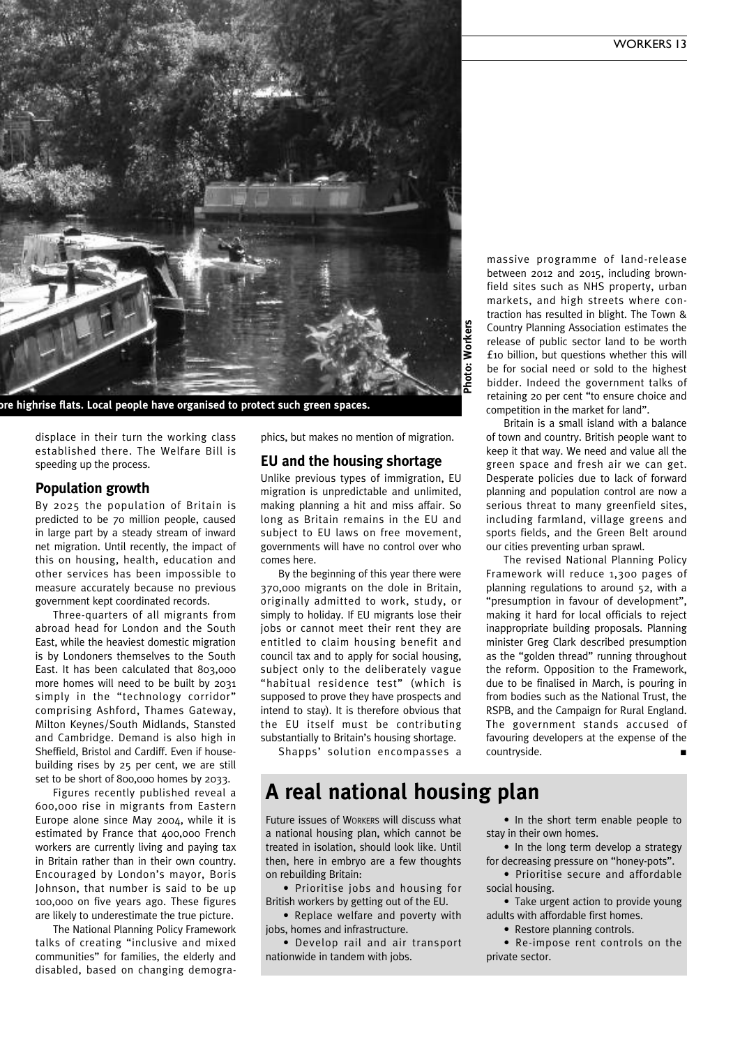ore highrise flats. Local people have organised to protect such green spaces.

Photo: Workers

displace in their turn the working class established there. The Welfare Bill is speeding up the process.

## Population growth

By 2025 the population of Britain is predicted to be 70 million people, caused in large part by a steady stream of inward net migration. Until recently, the impact of this on housing, health, education and other services has been impossible to measure accurately because no previous government kept coordinated records.

Three-quarters of all migrants from abroad head for London and the South East, while the heaviest domestic migration is by Londoners themselves to the South East. It has been calculated that 803,000 more homes will need to be built by 2031 simply in the "technology corridor" comprising Ashford, Thames Gateway, Milton Keynes/South Midlands, Stansted and Cambridge. Demand is also high in Sheffield, Bristol and Cardiff. Even if house-building rises by 25 per cent, we are still set to be short of 800,000 homes by 2033.

Figures recently published reveal a 600,000 rise in migrants from Eastern Europe alone since May 2004, while it is estimated by France that 400,000 French workers are currently living and paying tax in Britain rather than in their own country. Encouraged by London's mayor, Boris Johnson, that number is said to be up 100,000 on five years ago. These figures are likely to underestimate the true picture.

The National Planning Policy Framework talks of creating "inclusive and mixed communities" for families, the elderly and disabled, based on changing demographics, but makes no mention of migration.

## EU and the housing shortage

Unlike previous types of immigration, EU migration is unpredictable and unlimited, making planning a hit and miss affair. So long as Britain remains in the EU and subject to EU laws on free movement, governments will have no control over who comes here.

By the beginning of this year there were 370,000 migrants on the dole in Britain, originally admitted to work, study, or simply to holiday. If EU migrants lose their jobs or cannot meet their rent they are entitled to claim housing benefit and council tax and to apply for social housing, subject only to the deliberately vague "habitual residence test" (which is supposed to prove they have prospects and intend to stay). It is therefore obvious that the EU itself must be contributing substantially to Britain's housing shortage.

Shapps' solution encompasses a massive programme of land-release between 2012 and 2015, including brownfield sites such as NHS property, urban markets, and high streets where contraction has resulted in blight. The Town & Country Planning Association estimates the release of public sector land to be worth £10 billion, but questions whether this will be for social need or sold to the highest bidder. Indeed the government talks of retaining 20 per cent "to ensure choice and competition in the market for land".

Britain is a small island with a balance of town and country. British people want to keep it that way. We need and value all the green space and fresh air we can get. Desperate policies due to lack of forward planning and population control are now a serious threat to many greenfield sites, including farmland, village greens and sports fields, and the Green Belt around our cities preventing urban sprawl.

The revised National Planning Policy Framework will reduce 1,300 pages of planning regulations to around 52, with a "presumption in favour of development", making it hard for local officials to reject inappropriate building proposals. Planning minister Greg Clark described presumption as the "golden thread" running throughout the reform. Opposition to the Framework, due to be finalised in March, is pouring in from bodies such as the National Trust, the RSPB, and the Campaign for Rural England. The government stands accused of favouring developers at the expense of the countryside. ■

# A real national housing plan

Future issues of WORKERS will discuss what a national housing plan, which cannot be treated in isolation, should look like. Until then, here in embryo are a few thoughts on rebuilding Britain:

- Prioritise jobs and housing for British workers by getting out of the EU.
- Replace welfare and poverty with jobs, homes and infrastructure.
- Develop rail and air transport nationwide in tandem with jobs.
- In the short term enable people to stay in their own homes.
- In the long term develop a strategy for decreasing pressure on "honey-pots".
- Prioritise secure and affordable social housing.
- Take urgent action to provide young adults with affordable first homes.
- Restore planning controls.
- Re-impose rent controls on the private sector.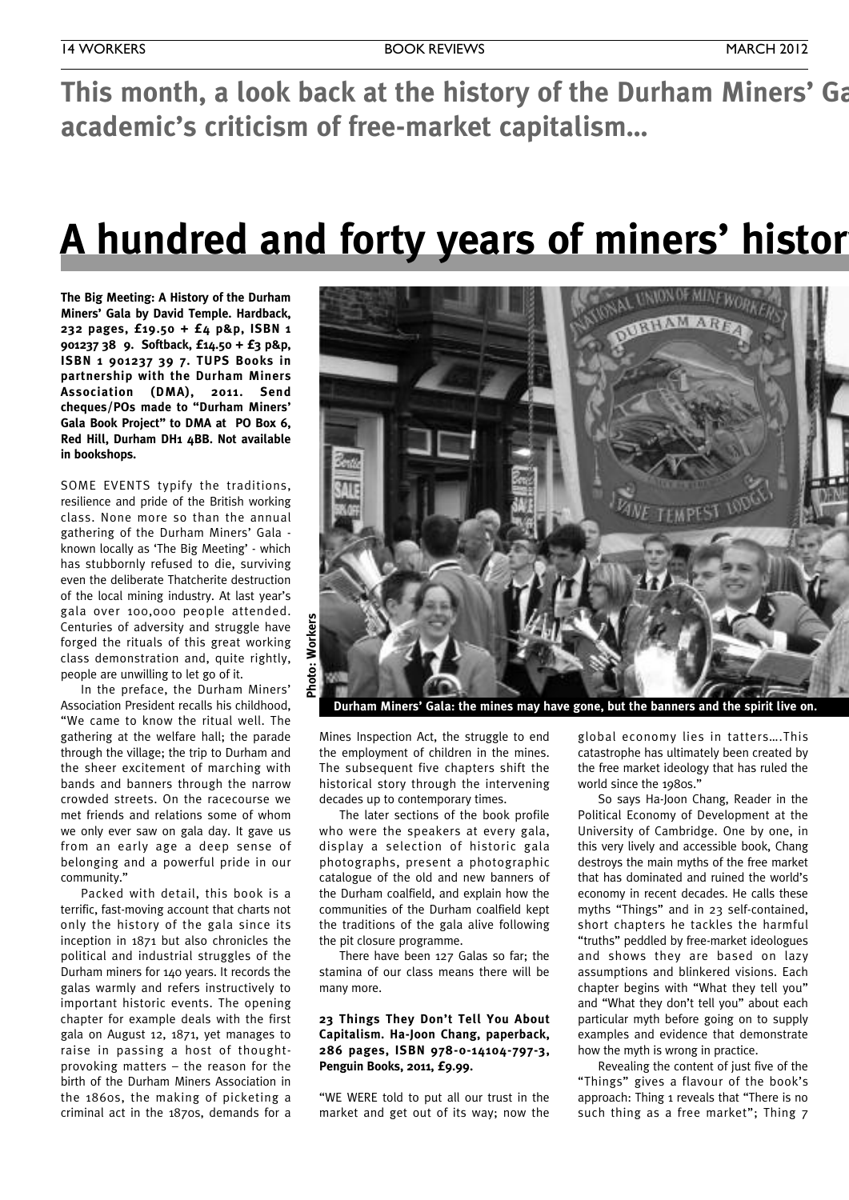**This month, a look back at the history of the Durham Miners' Ga academic's criticism of free-market capitalism...**

# A hundred and forty years of miners' histor

**The Big Meeting: A History of the Durham Miners' Gala by David Temple. Hardback, 232 pages, £19.50 + £4 p&p, ISBN 1 901237 38 9. Softback, £14.50 + £3 p&p, ISBN 1 901237 39 7. TUPS Books in partnership with the Durham Miners Association (DMA), 2011. Send cheques/POs made to "Durham Miners' Gala Book Project" to DMA at PO Box 6, Red Hill, Durham DH1 4BB. Not available in bookshops.**

SOME EVENTS typify the traditions, resilience and pride of the British working class. None more so than the annual gathering of the Durham Miners' Gala - known locally as 'The Big Meeting' - which has stubbornly refused to die, surviving even the deliberate Thatcherite destruction of the local mining industry. At last year's gala over 100,000 people attended. Centuries of adversity and struggle have forged the rituals of this great working class demonstration and, quite rightly, people are unwilling to let go of it.

In the preface, the Durham Miners' Association President recalls his childhood, "We came to know the ritual well. The gathering at the welfare hall; the parade through the village; the trip to Durham and the sheer excitement of marching with bands and banners through the narrow crowded streets. On the racecourse we met friends and relations some of whom we only ever saw on gala day. It gave us from an early age a deep sense of belonging and a powerful pride in our community."

Packed with detail, this book is a terrific, fast-moving account that charts not only the history of the gala since its inception in 1871 but also chronicles the political and industrial struggles of the Durham miners for 140 years. It records the galas warmly and refers instructively to important historic events. The opening chapter for example deals with the first gala on August 12, 1871, yet manages to raise in passing a host of thought-provoking matters – the reason for the birth of the Durham Miners Association in the 1860s, the making of picketing a criminal act in the 1870s, demands for a Mines Inspection Act, the struggle to end the employment of children in the mines. The subsequent five chapters shift the historical story through the intervening decades up to contemporary times.

Photo: Workers

Durham Miners' Gala: the mines may have gone, but the banners and the spirit live on.

The later sections of the book profile who were the speakers at every gala, display a selection of historic gala photographs, present a photographic catalogue of the old and new banners of the Durham coalfield, and explain how the communities of the Durham coalfield kept the traditions of the gala alive following the pit closure programme.

There have been 127 Galas so far; the stamina of our class means there will be many more.

**23 Things They Don't Tell You About Capitalism. Ha-Joon Chang, paperback, 286 pages, ISBN 978-0-14104-797-3, Penguin Books, 2011, £9.99.**

"WE WERE told to put all our trust in the market and get out of its way; now the global economy lies in tatters….This catastrophe has ultimately been created by the free market ideology that has ruled the world since the 1980s."

So says Ha-Joon Chang, Reader in the Political Economy of Development at the University of Cambridge. One by one, in this very lively and accessible book, Chang destroys the main myths of the free market that has dominated and ruined the world's economy in recent decades. He calls these myths "Things" and in 23 self-contained, short chapters he tackles the harmful "truths" peddled by free-market ideologues and shows they are based on lazy assumptions and blinkered visions. Each chapter begins with "What they tell you" and "What they don't tell you" about each particular myth before going on to supply examples and evidence that demonstrate how the myth is wrong in practice.

Revealing the content of just five of the "Things" gives a flavour of the book's approach: Thing 1 reveals that "There is no such thing as a free market"; Thing 7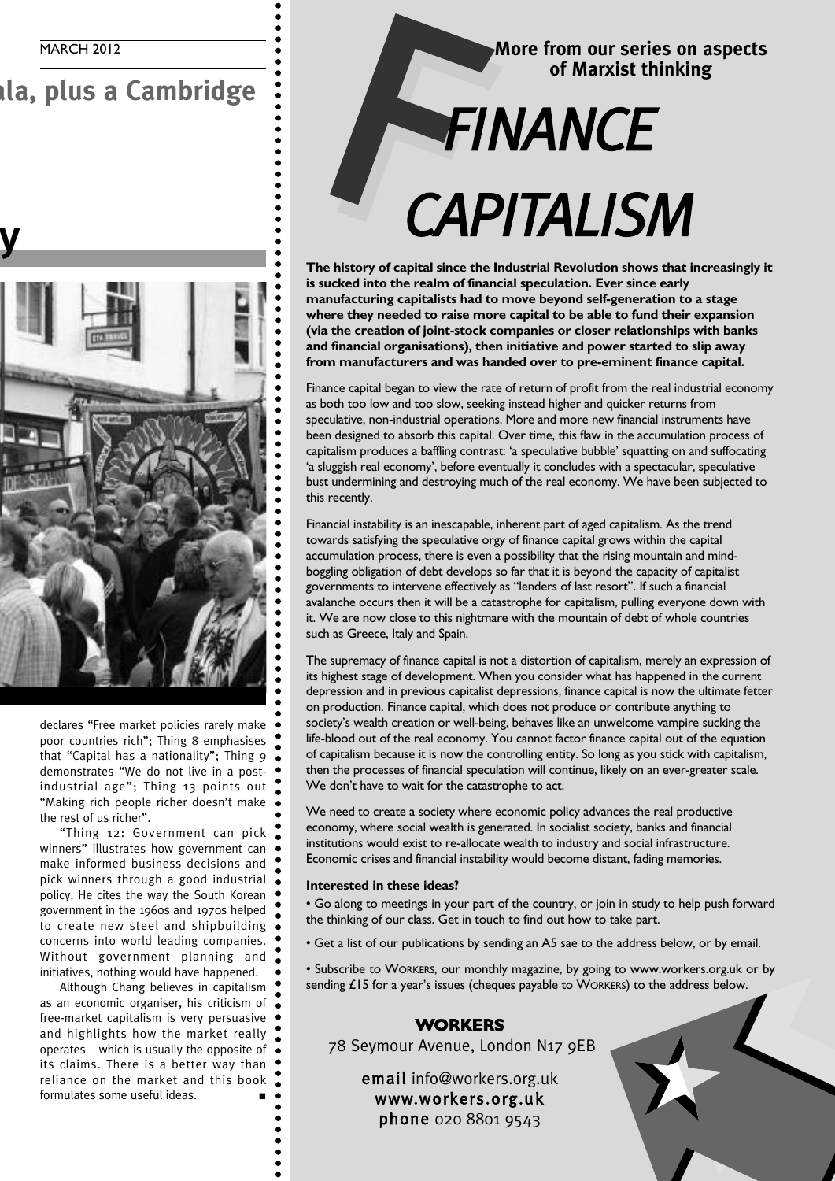ala, plus a Cambridge

y

declares "Free market policies rarely make poor countries rich"; Thing 8 emphasises that "Capital has a nationality"; Thing 9 demonstrates "We do not live in a post-industrial age"; Thing 13 points out "Making rich people richer doesn't make the rest of us richer".

"Thing 12: Government can pick winners" illustrates how government can make informed business decisions and pick winners through a good industrial policy. He cites the way the South Korean government in the 1960s and 1970s helped to create new steel and shipbuilding concerns into world leading companies. Without government planning and initiatives, nothing would have happened.

Although Chang believes in capitalism as an economic organiser, his criticism of free-market capitalism is very persuasive and highlights how the market really operates – which is usually the opposite of its claims. There is a better way than reliance on the market and this book formulates some useful ideas. ■

**More from our series on aspects of Marxist thinking**

# FINANCE CAPITALISM

**The history of capital since the Industrial Revolution shows that increasingly it is sucked into the realm of financial speculation. Ever since early manufacturing capitalists had to move beyond self-generation to a stage where they needed to raise more capital to be able to fund their expansion (via the creation of joint-stock companies or closer relationships with banks and financial organisations), then initiative and power started to slip away from manufacturers and was handed over to pre-eminent finance capital.**

Finance capital began to view the rate of return of profit from the real industrial economy as both too low and too slow, seeking instead higher and quicker returns from speculative, non-industrial operations. More and more new financial instruments have been designed to absorb this capital. Over time, this flaw in the accumulation process of capitalism produces a baffling contrast: 'a speculative bubble' squatting on and suffocating 'a sluggish real economy', before eventually it concludes with a spectacular, speculative bust undermining and destroying much of the real economy. We have been subjected to this recently.

Financial instability is an inescapable, inherent part of aged capitalism. As the trend towards satisfying the speculative orgy of finance capital grows within the capital accumulation process, there is even a possibility that the rising mountain and mind-boggling obligation of debt develops so far that it is beyond the capacity of capitalist governments to intervene effectively as "lenders of last resort". If such a financial avalanche occurs then it will be a catastrophe for capitalism, pulling everyone down with it. We are now close to this nightmare with the mountain of debt of whole countries such as Greece, Italy and Spain.

The supremacy of finance capital is not a distortion of capitalism, merely an expression of its highest stage of development. When you consider what has happened in the current depression and in previous capitalist depressions, finance capital is now the ultimate fetter on production. Finance capital, which does not produce or contribute anything to society's wealth creation or well-being, behaves like an unwelcome vampire sucking the life-blood out of the real economy. You cannot factor finance capital out of the equation of capitalism because it is now the controlling entity. So long as you stick with capitalism, then the processes of financial speculation will continue, likely on an ever-greater scale. We don't have to wait for the catastrophe to act.

We need to create a society where economic policy advances the real productive economy, where social wealth is generated. In socialist society, banks and financial institutions would exist to re-allocate wealth to industry and social infrastructure. Economic crises and financial instability would become distant, fading memories.

**Interested in these ideas?**

- Go along to meetings in your part of the country, or join in study to help push forward the thinking of our class. Get in touch to find out how to take part.
- Get a list of our publications by sending an A5 sae to the address below, or by email.
- Subscribe to WORKERS, our monthly magazine, by going to www.workers.org.uk or by sending £15 for a year's issues (cheques payable to WORKERS) to the address below.

**WORKERS**
78 Seymour Avenue, London N17 9EB

**email** info@workers.org.uk
www.workers.org.uk
**phone** 020 8801 9543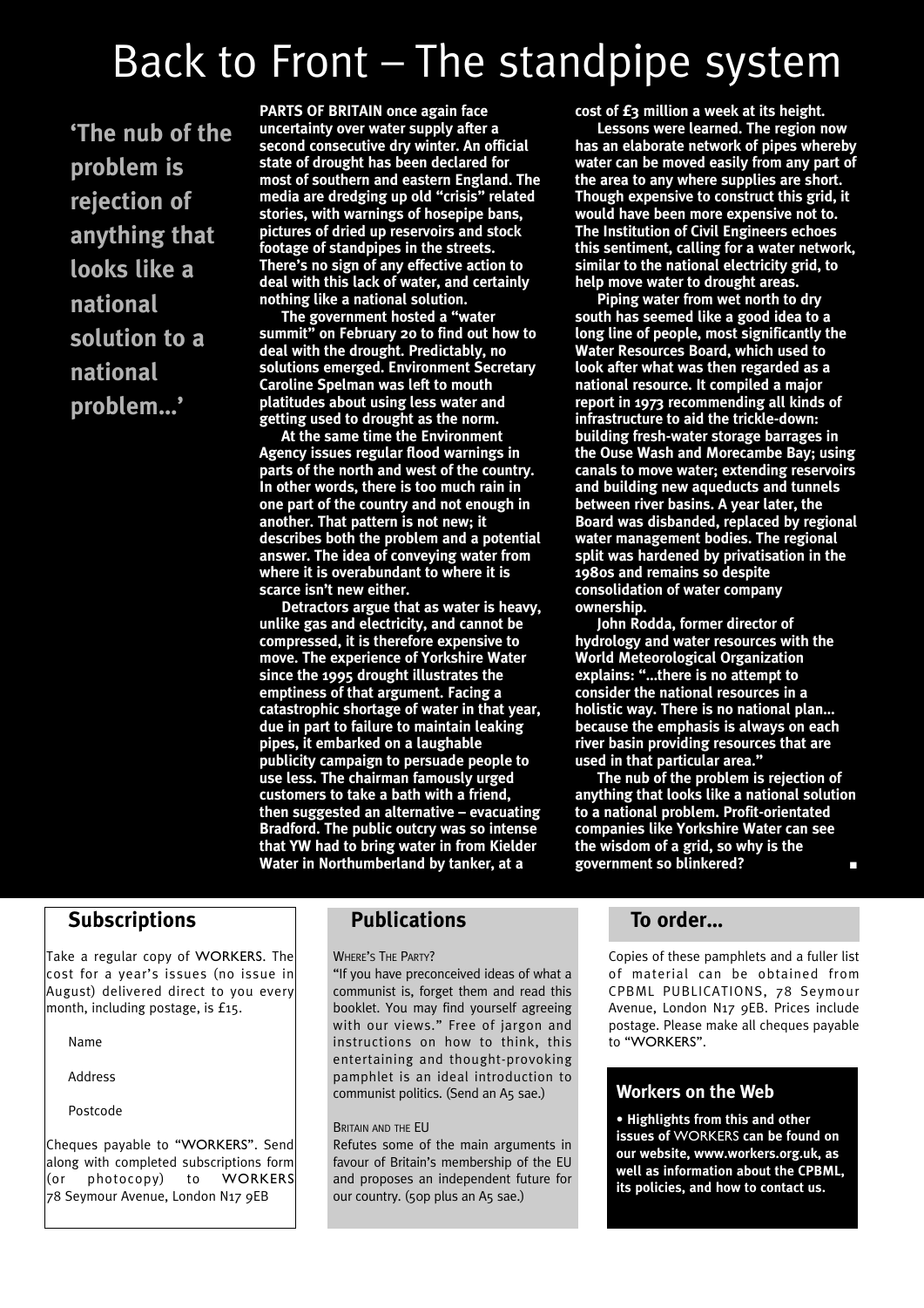# Back to Front – The standpipe system

**'The nub of the problem is rejection of anything that looks like a national solution to a national problem…'**

**PARTS OF BRITAIN once again face uncertainty over water supply after a second consecutive dry winter. An official state of drought has been declared for most of southern and eastern England. The media are dredging up old "crisis" related stories, with warnings of hosepipe bans, pictures of dried up reservoirs and stock footage of standpipes in the streets. There's no sign of any effective action to deal with this lack of water, and certainly nothing like a national solution.**

**The government hosted a "water summit" on February 20 to find out how to deal with the drought. Predictably, no solutions emerged. Environment Secretary Caroline Spelman was left to mouth platitudes about using less water and getting used to drought as the norm.**

**At the same time the Environment Agency issues regular flood warnings in parts of the north and west of the country. In other words, there is too much rain in one part of the country and not enough in another. That pattern is not new; it describes both the problem and a potential answer. The idea of conveying water from where it is overabundant to where it is scarce isn't new either.**

**Detractors argue that as water is heavy, unlike gas and electricity, and cannot be compressed, it is therefore expensive to move. The experience of Yorkshire Water since the 1995 drought illustrates the emptiness of that argument. Facing a catastrophic shortage of water in that year, due in part to failure to maintain leaking pipes, it embarked on a laughable publicity campaign to persuade people to use less. The chairman famously urged customers to take a bath with a friend, then suggested an alternative – evacuating Bradford. The public outcry was so intense that YW had to bring water in from Kielder Water in Northumberland by tanker, at a cost of £3 million a week at its height.**

**Lessons were learned. The region now has an elaborate network of pipes whereby water can be moved easily from any part of the area to any where supplies are short. Though expensive to construct this grid, it would have been more expensive not to. The Institution of Civil Engineers echoes this sentiment, calling for a water network, similar to the national electricity grid, to help move water to drought areas.**

**Piping water from wet north to dry south has seemed like a good idea to a long line of people, most significantly the Water Resources Board, which used to look after what was then regarded as a national resource. It compiled a major report in 1973 recommending all kinds of infrastructure to aid the trickle-down: building fresh-water storage barrages in the Ouse Wash and Morecambe Bay; using canals to move water; extending reservoirs and building new aqueducts and tunnels between river basins. A year later, the Board was disbanded, replaced by regional water management bodies. The regional split was hardened by privatisation in the 1980s and remains so despite consolidation of water company ownership.**

**John Rodda, former director of hydrology and water resources with the World Meteorological Organization explains: "…there is no attempt to consider the national resources in a holistic way. There is no national plan… because the emphasis is always on each river basin providing resources that are used in that particular area."**

**The nub of the problem is rejection of anything that looks like a national solution to a national problem. Profit-orientated companies like Yorkshire Water can see the wisdom of a grid, so why is the government so blinkered?** ■

## Subscriptions

Take a regular copy of WORKERS. The cost for a year's issues (no issue in August) delivered direct to you every month, including postage, is £15.

Name

Address

Postcode

Cheques payable to "WORKERS". Send along with completed subscriptions form (or photocopy) to WORKERS 78 Seymour Avenue, London N17 9EB

## Publications

WHERE'S THE PARTY?

"If you have preconceived ideas of what a communist is, forget them and read this booklet. You may find yourself agreeing with our views." Free of jargon and instructions on how to think, this entertaining and thought-provoking pamphlet is an ideal introduction to communist politics. (Send an A5 sae.)

BRITAIN AND THE EU

Refutes some of the main arguments in favour of Britain's membership of the EU and proposes an independent future for our country. (50p plus an A5 sae.)

## To order…

Copies of these pamphlets and a fuller list of material can be obtained from CPBML PUBLICATIONS, 78 Seymour Avenue, London N17 9EB. Prices include postage. Please make all cheques payable to "WORKERS".

### Workers on the Web

- **Highlights from this and other issues of** WORKERS **can be found on our website, www.workers.org.uk, as well as information about the CPBML, its policies, and how to contact us.**